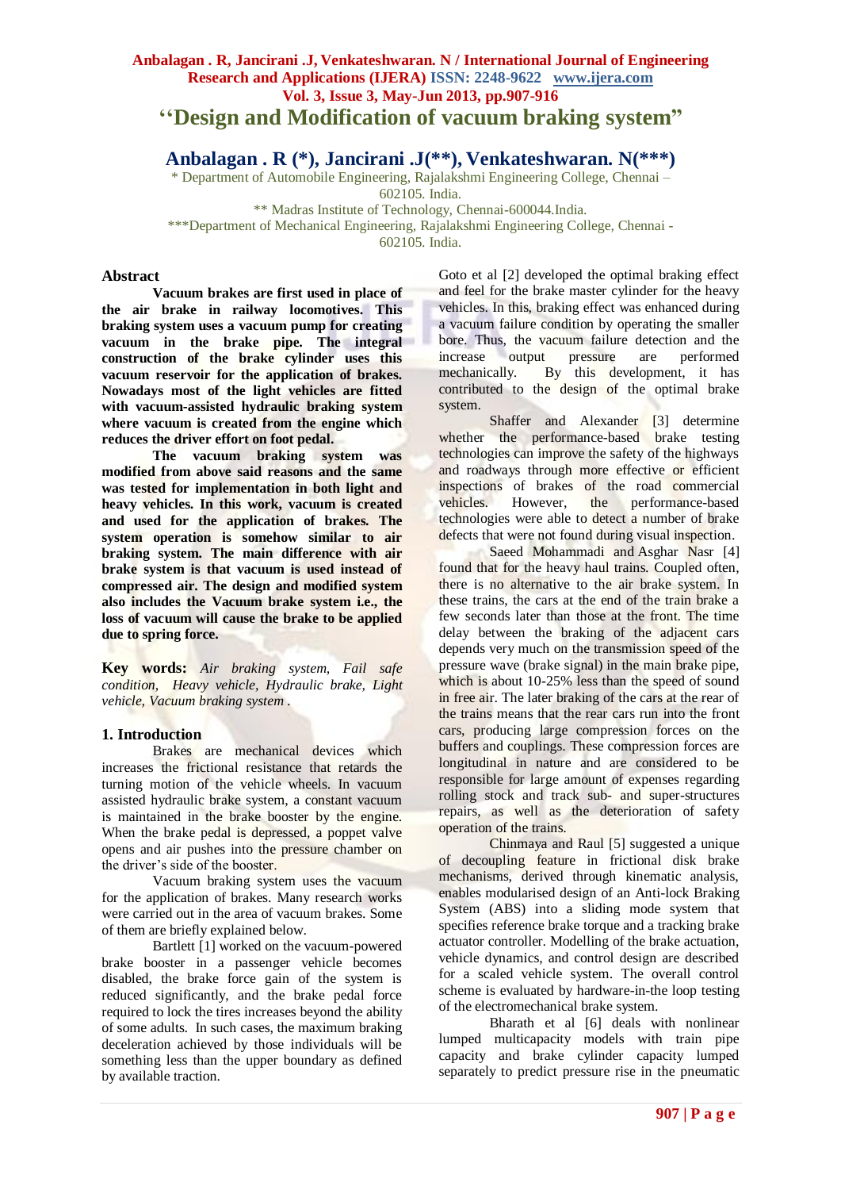# ''Design and Modification of vacuum braking system"

## Anbalagan . R (*), Jancirani .J(**), Venkateshwaran. N(***)

\* Department of Automobile Engineering, Rajalakshmi Engineering College, Chennai – 602105. India.

\*\* Madras Institute of Technology, Chennai-600044.India.

\*\*\*Department of Mechanical Engineering, Rajalakshmi Engineering College, Chennai - 602105. India.

## Abstract

**Vacuum brakes are first used in place of the air brake in railway locomotives. This braking system uses a vacuum pump for creating vacuum in the brake pipe. The integral construction of the brake cylinder uses this vacuum reservoir for the application of brakes. Nowadays most of the light vehicles are fitted with vacuum-assisted hydraulic braking system where vacuum is created from the engine which reduces the driver effort on foot pedal.**

**The vacuum braking system was modified from above said reasons and the same was tested for implementation in both light and heavy vehicles. In this work, vacuum is created and used for the application of brakes. The system operation is somehow similar to air braking system. The main difference with air brake system is that vacuum is used instead of compressed air. The design and modified system also includes the Vacuum brake system i.e., the loss of vacuum will cause the brake to be applied due to spring force.**

**Key words:** *Air braking system, Fail safe condition, Heavy vehicle, Hydraulic brake, Light vehicle, Vacuum braking system .*

## 1. Introduction

Brakes are mechanical devices which increases the frictional resistance that retards the turning motion of the vehicle wheels. In vacuum assisted hydraulic brake system, a constant vacuum is maintained in the brake booster by the engine. When the brake pedal is depressed, a poppet valve opens and air pushes into the pressure chamber on the driver's side of the booster.

Vacuum braking system uses the vacuum for the application of brakes. Many research works were carried out in the area of vacuum brakes. Some of them are briefly explained below.

Bartlett [1] worked on the vacuum-powered brake booster in a passenger vehicle becomes disabled, the brake force gain of the system is reduced significantly, and the brake pedal force required to lock the tires increases beyond the ability of some adults. In such cases, the maximum braking deceleration achieved by those individuals will be something less than the upper boundary as defined by available traction.

Goto et al [2] developed the optimal braking effect and feel for the brake master cylinder for the heavy vehicles. In this, braking effect was enhanced during a vacuum failure condition by operating the smaller bore. Thus, the vacuum failure detection and the increase output pressure are performed mechanically. By this development, it has contributed to the design of the optimal brake system.

Shaffer and Alexander [3] determine whether the performance-based brake testing technologies can improve the safety of the highways and roadways through more effective or efficient inspections of brakes of the road commercial vehicles. However, the performance-based technologies were able to detect a number of brake defects that were not found during visual inspection.

Saeed Mohammadi and Asghar Nasr [4] found that for the heavy haul trains. Coupled often, there is no alternative to the air brake system. In these trains, the cars at the end of the train brake a few seconds later than those at the front. The time delay between the braking of the adjacent cars depends very much on the transmission speed of the pressure wave (brake signal) in the main brake pipe, which is about 10-25% less than the speed of sound in free air. The later braking of the cars at the rear of the trains means that the rear cars run into the front cars, producing large compression forces on the buffers and couplings. These compression forces are longitudinal in nature and are considered to be responsible for large amount of expenses regarding rolling stock and track sub- and super-structures repairs, as well as the deterioration of safety operation of the trains.

Chinmaya and Raul [5] suggested a unique of decoupling feature in frictional disk brake mechanisms, derived through kinematic analysis, enables modularised design of an Anti-lock Braking System (ABS) into a sliding mode system that specifies reference brake torque and a tracking brake actuator controller. Modelling of the brake actuation, vehicle dynamics, and control design are described for a scaled vehicle system. The overall control scheme is evaluated by hardware-in-the loop testing of the electromechanical brake system.

Bharath et al [6] deals with nonlinear lumped multicapacity models with train pipe capacity and brake cylinder capacity lumped separately to predict pressure rise in the pneumatic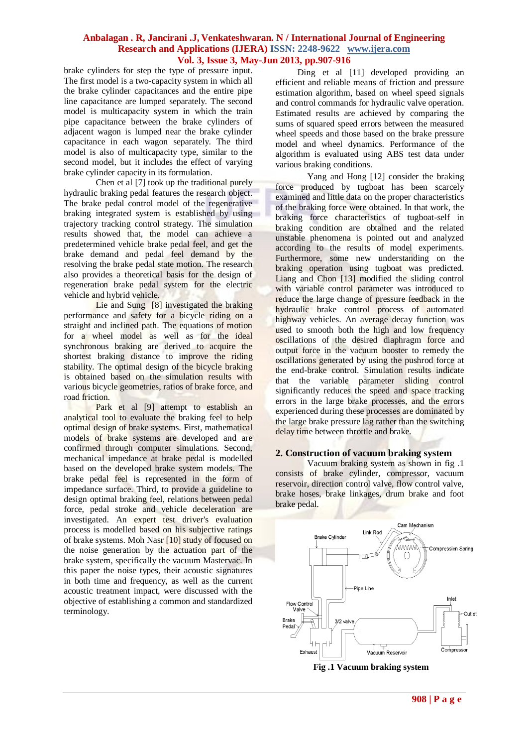brake cylinders for step the type of pressure input. The first model is a two-capacity system in which all the brake cylinder capacitances and the entire pipe line capacitance are lumped separately. The second model is multicapacity system in which the train pipe capacitance between the brake cylinders of adjacent wagon is lumped near the brake cylinder capacitance in each wagon separately. The third model is also of multicapacity type, similar to the second model, but it includes the effect of varying brake cylinder capacity in its formulation.

Chen et al [7] took up the traditional purely hydraulic braking pedal features the research object. The brake pedal control model of the regenerative braking integrated system is established by using trajectory tracking control strategy. The simulation results showed that, the model can achieve a predetermined vehicle brake pedal feel, and get the brake demand and pedal feel demand by the resolving the brake pedal state motion. The research also provides a theoretical basis for the design of regeneration brake pedal system for the electric vehicle and hybrid vehicle.

Lie and Sung [8] investigated the braking performance and safety for a bicycle riding on a straight and inclined path. The equations of motion for a wheel model as well as for the ideal synchronous braking are derived to acquire the shortest braking distance to improve the riding stability. The optimal design of the bicycle braking is obtained based on the simulation results with various bicycle geometries, ratios of brake force, and road friction.

Park et al [9] attempt to establish an analytical tool to evaluate the braking feel to help optimal design of brake systems. First, mathematical models of brake systems are developed and are confirmed through computer simulations. Second, mechanical impedance at brake pedal is modelled based on the developed brake system models. The brake pedal feel is represented in the form of impedance surface. Third, to provide a guideline to design optimal braking feel, relations between pedal force, pedal stroke and vehicle deceleration are investigated. An expert test driver's evaluation process is modelled based on his subjective ratings of brake systems. Moh Nasr [10] study of focused on the noise generation by the actuation part of the brake system, specifically the vacuum Mastervac. In this paper the noise types, their acoustic signatures in both time and frequency, as well as the current acoustic treatment impact, were discussed with the objective of establishing a common and standardized terminology.

Ding et al [11] developed providing an efficient and reliable means of friction and pressure estimation algorithm, based on wheel speed signals and control commands for hydraulic valve operation. Estimated results are achieved by comparing the sums of squared speed errors between the measured wheel speeds and those based on the brake pressure model and wheel dynamics. Performance of the algorithm is evaluated using ABS test data under various braking conditions.

Yang and Hong [12] consider the braking force produced by tugboat has been scarcely examined and little data on the proper characteristics of the braking force were obtained. In that work, the braking force characteristics of tugboat-self in braking condition are obtained and the related unstable phenomena is pointed out and analyzed according to the results of model experiments. Furthermore, some new understanding on the braking operation using tugboat was predicted. Liang and Chon [13] modified the sliding control with variable control parameter was introduced to reduce the large change of pressure feedback in the hydraulic brake control process of automated highway vehicles. An average decay function was used to smooth both the high and low frequency oscillations of the desired diaphragm force and output force in the vacuum booster to remedy the oscillations generated by using the pushrod force at the end-brake control. Simulation results indicate that the variable parameter sliding control significantly reduces the speed and space tracking errors in the large brake processes, and the errors experienced during these processes are dominated by the large brake pressure lag rather than the switching delay time between throttle and brake.

## 2. Construction of vacuum braking system

Vacuum braking system as shown in fig .1 consists of brake cylinder, compressor, vacuum reservoir, direction control valve, flow control valve, brake hoses, brake linkages, drum brake and foot brake pedal.

**Fig .1 Vacuum braking system**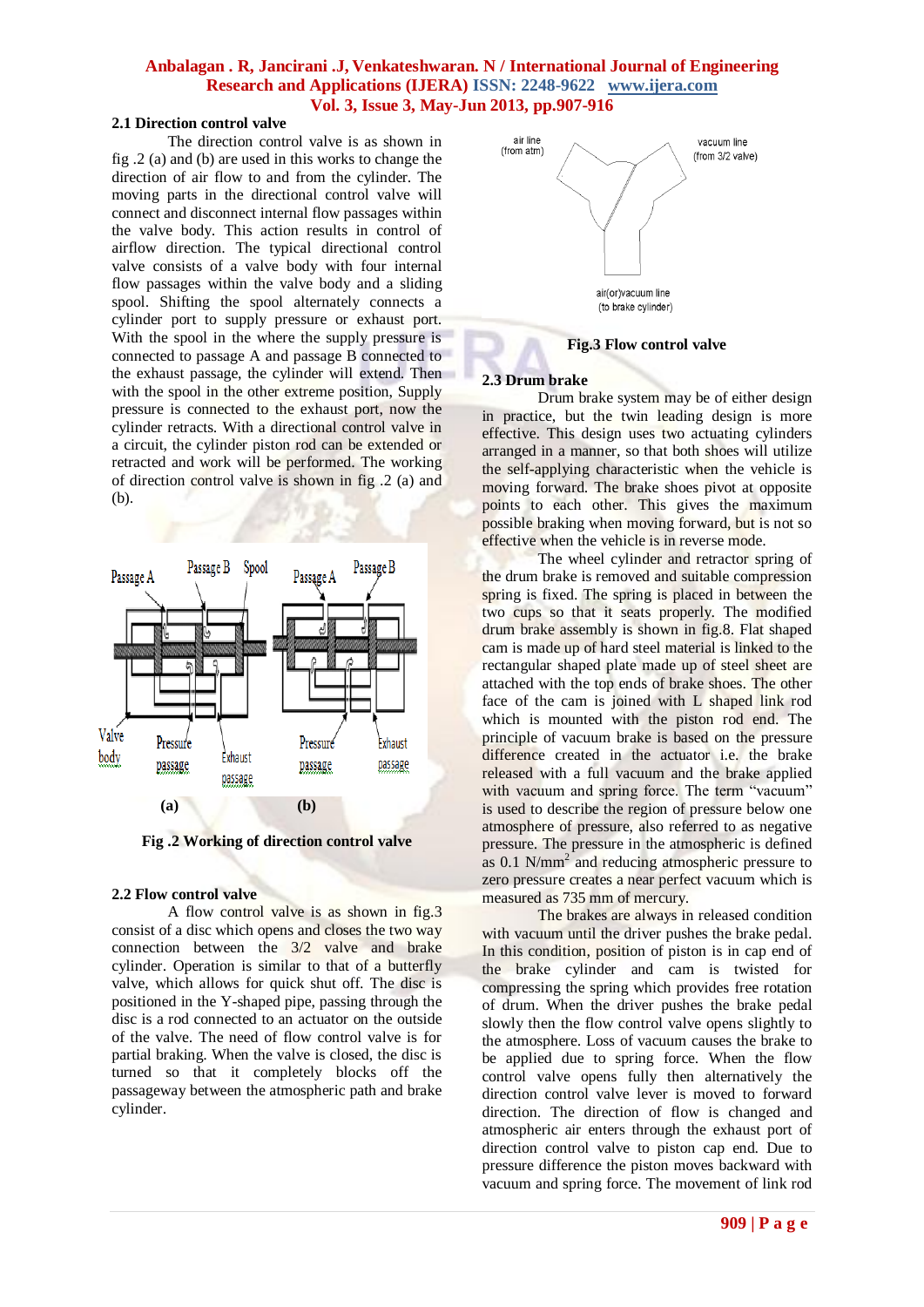### 2.1 Direction control valve

The direction control valve is as shown in fig .2 (a) and (b) are used in this works to change the direction of air flow to and from the cylinder. The moving parts in the directional control valve will connect and disconnect internal flow passages within the valve body. This action results in control of airflow direction. The typical directional control valve consists of a valve body with four internal flow passages within the valve body and a sliding spool. Shifting the spool alternately connects a cylinder port to supply pressure or exhaust port. With the spool in the where the supply pressure is connected to passage A and passage B connected to the exhaust passage, the cylinder will extend. Then with the spool in the other extreme position, Supply pressure is connected to the exhaust port, now the cylinder retracts. With a directional control valve in a circuit, the cylinder piston rod can be extended or retracted and work will be performed. The working of direction control valve is shown in fig .2 (a) and (b).

Passage A, Passage B, Spool, Valve body, Pressure passage, Exhaust passage (a); Passage A, Passage B, Pressure passage, Exhaust passage (b)

**Fig .2 Working of direction control valve**

### 2.2 Flow control valve

A flow control valve is as shown in fig.3 consist of a disc which opens and closes the two way connection between the 3/2 valve and brake cylinder. Operation is similar to that of a butterfly valve, which allows for quick shut off. The disc is positioned in the Y-shaped pipe, passing through the disc is a rod connected to an actuator on the outside of the valve. The need of flow control valve is for partial braking. When the valve is closed, the disc is turned so that it completely blocks off the passageway between the atmospheric path and brake cylinder.

air line (from atm); vacuum line (from 3/2 valve); air(or)vacuum line (to brake cylinder)

**Fig.3 Flow control valve**

### 2.3 Drum brake

Drum brake system may be of either design in practice, but the twin leading design is more effective. This design uses two actuating cylinders arranged in a manner, so that both shoes will utilize the self-applying characteristic when the vehicle is moving forward. The brake shoes pivot at opposite points to each other. This gives the maximum possible braking when moving forward, but is not so effective when the vehicle is in reverse mode.

The wheel cylinder and retractor spring of the drum brake is removed and suitable compression spring is fixed. The spring is placed in between the two cups so that it seats properly. The modified drum brake assembly is shown in fig.8. Flat shaped cam is made up of hard steel material is linked to the rectangular shaped plate made up of steel sheet are attached with the top ends of brake shoes. The other face of the cam is joined with L shaped link rod which is mounted with the piston rod end. The principle of vacuum brake is based on the pressure difference created in the actuator i.e. the brake released with a full vacuum and the brake applied with vacuum and spring force. The term "vacuum" is used to describe the region of pressure below one atmosphere of pressure, also referred to as negative pressure. The pressure in the atmospheric is defined as 0.1 $N/mm^2$ and reducing atmospheric pressure to zero pressure creates a near perfect vacuum which is measured as 735 mm of mercury.

The brakes are always in released condition with vacuum until the driver pushes the brake pedal. In this condition, position of piston is in cap end of the brake cylinder and cam is twisted for compressing the spring which provides free rotation of drum. When the driver pushes the brake pedal slowly then the flow control valve opens slightly to the atmosphere. Loss of vacuum causes the brake to be applied due to spring force. When the flow control valve opens fully then alternatively the direction control valve lever is moved to forward direction. The direction of flow is changed and atmospheric air enters through the exhaust port of direction control valve to piston cap end. Due to pressure difference the piston moves backward with vacuum and spring force. The movement of link rod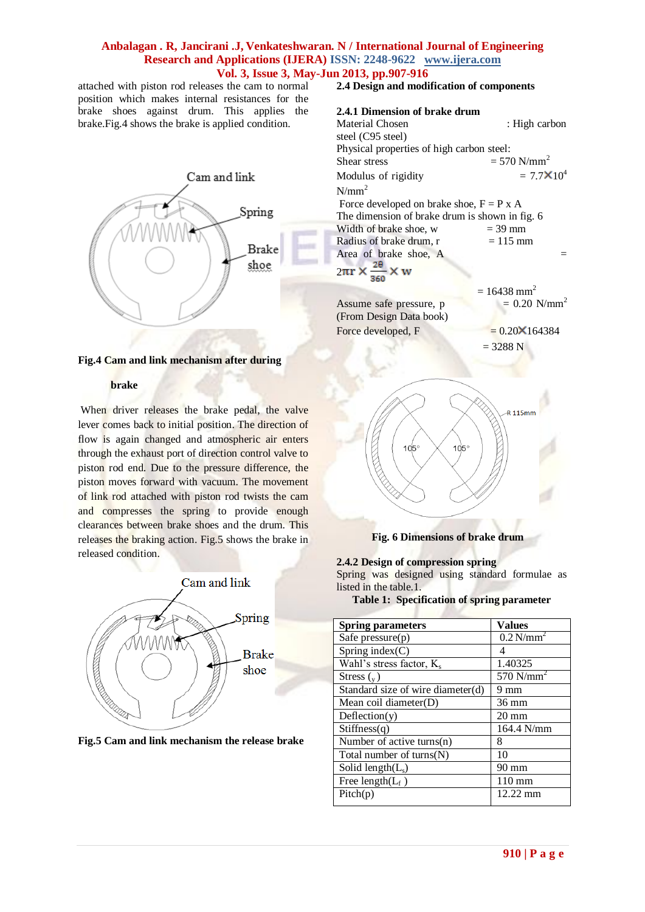attached with piston rod releases the cam to normal position which makes internal resistances for the brake shoes against drum. This applies the brake.Fig.4 shows the brake is applied condition.

**Fig.4 Cam and link mechanism after during brake**

When driver releases the brake pedal, the valve lever comes back to initial position. The direction of flow is again changed and atmospheric air enters through the exhaust port of direction control valve to piston rod end. Due to the pressure difference, the piston moves forward with vacuum. The movement of link rod attached with piston rod twists the cam and compresses the spring to provide enough clearances between brake shoes and the drum. This releases the braking action. Fig.5 shows the brake in released condition.

**Fig.5 Cam and link mechanism the release brake**

### 2.4 Design and modification of components

#### 2.4.1 Dimension of brake drum

Material Chosen : High carbon steel (C95 steel)

Physical properties of high carbon steel:

Shear stress = 570 N/mm$^2$

Modulus of rigidity = $7.7\times10^4$ N/mm$^2$

Force developed on brake shoe, F = P x A

The dimension of brake drum is shown in fig. 6

Width of brake shoe, w = 39 mm

Radius of brake drum, r = 115 mm

Area of brake shoe, A = $2\pi r \times \frac{2\theta}{360} \times w$

= 16438 mm$^2$

Assume safe pressure, p = 0.20 N/mm$^2$

(From Design Data book)

Force developed, F = $0.20\times164384$

= 3288 N

**Fig. 6 Dimensions of brake drum**

#### 2.4.2 Design of compression spring

Spring was designed using standard formulae as listed in the table.1.

**Table 1: Specification of spring parameter**

| Spring parameters | Values |
|---|---|
| Safe pressure(p) | 0.2 N/mm$^2$ |
| Spring index(C) | 4 |
| Wahl's stress factor, $K_s$ | 1.40325 |
| Stress ($_y$) | 570 N/mm$^2$ |
| Standard size of wire diameter(d) | 9 mm |
| Mean coil diameter(D) | 36 mm |
| Deflection(y) | 20 mm |
| Stiffness(q) | 164.4 N/mm |
| Number of active turns(n) | 8 |
| Total number of turns(N) | 10 |
| Solid length($L_s$) | 90 mm |
| Free length($L_f$ ) | 110 mm |
| Pitch(p) | 12.22 mm |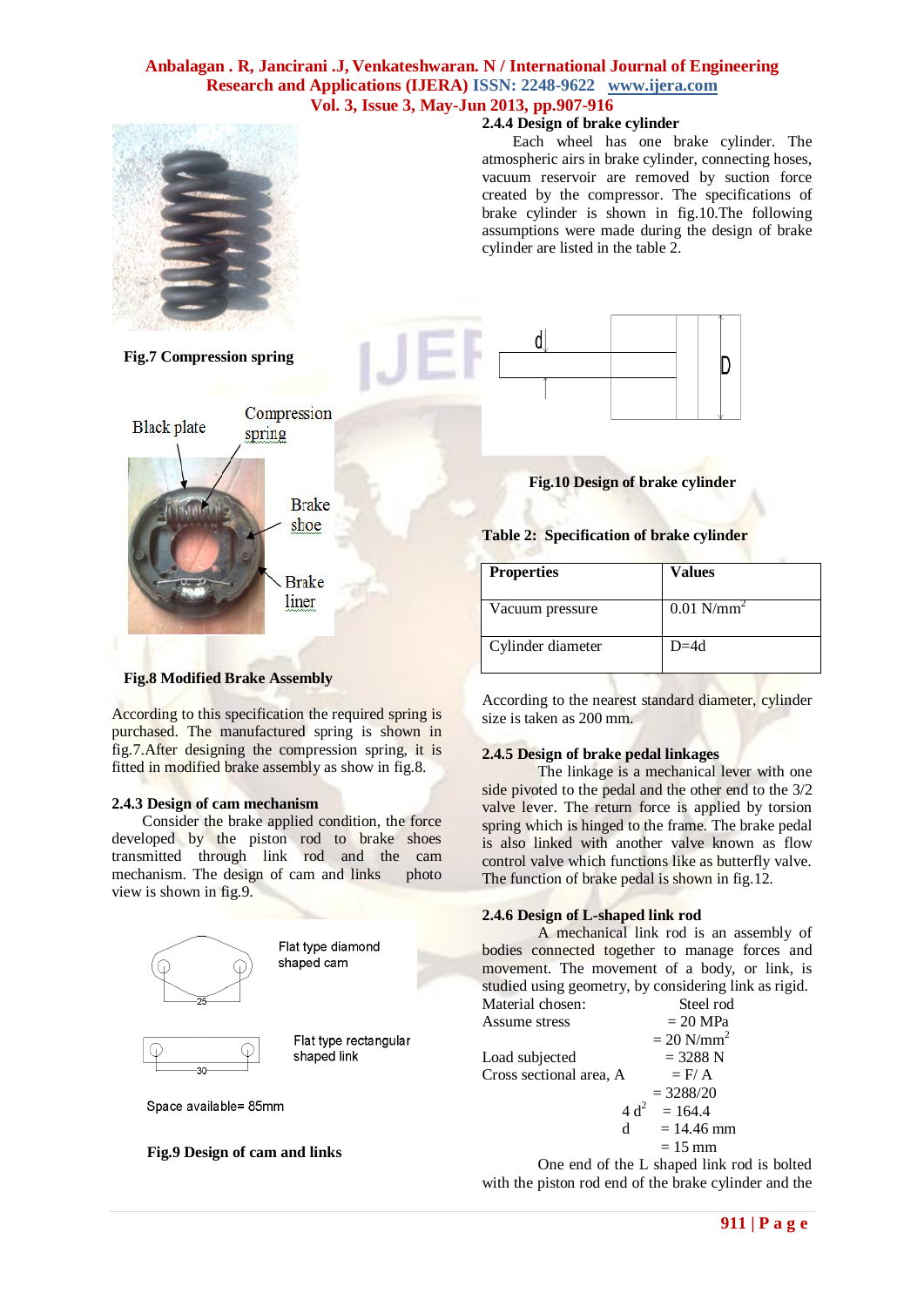**Fig.7 Compression spring**

**Fig.8 Modified Brake Assembly**

According to this specification the required spring is purchased. The manufactured spring is shown in fig.7.After designing the compression spring, it is fitted in modified brake assembly as show in fig.8.

### 2.4.3 Design of cam mechanism

Consider the brake applied condition, the force developed by the piston rod to brake shoes transmitted through link rod and the cam mechanism. The design of cam and links photo view is shown in fig.9.

**Fig.9 Design of cam and links**

### 2.4.4 Design of brake cylinder

Each wheel has one brake cylinder. The atmospheric airs in brake cylinder, connecting hoses, vacuum reservoir are removed by suction force created by the compressor. The specifications of brake cylinder is shown in fig.10.The following assumptions were made during the design of brake cylinder are listed in the table 2.

**Fig.10 Design of brake cylinder**

**Table 2: Specification of brake cylinder**

| Properties | Values |
|---|---|
| Vacuum pressure | 0.01 $N/mm^2$ |
| Cylinder diameter | D=4d |

According to the nearest standard diameter, cylinder size is taken as 200 mm.

### 2.4.5 Design of brake pedal linkages

The linkage is a mechanical lever with one side pivoted to the pedal and the other end to the 3/2 valve lever. The return force is applied by torsion spring which is hinged to the frame. The brake pedal is also linked with another valve known as flow control valve which functions like as butterfly valve. The function of brake pedal is shown in fig.12.

### 2.4.6 Design of L-shaped link rod

A mechanical link rod is an assembly of bodies connected together to manage forces and movement. The movement of a body, or link, is studied using geometry, by considering link as rigid.

Material chosen: Steel rod

Assume stress = 20 MPa

= 20 $N/mm^2$

Load subjected = 3288 N

Cross sectional area, A = F/ A

= 3288/20

$4\,d^2$ = 164.4

d = 14.46 mm

= 15 mm

One end of the L shaped link rod is bolted with the piston rod end of the brake cylinder and the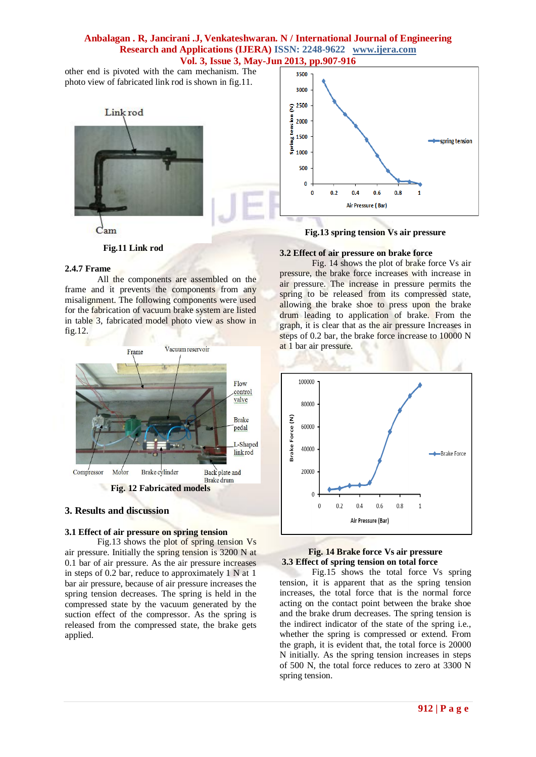other end is pivoted with the cam mechanism. The photo view of fabricated link rod is shown in fig.11.

Fig.11 Link rod

### 2.4.7 Frame

All the components are assembled on the frame and it prevents the components from any misalignment. The following components were used for the fabrication of vacuum brake system are listed in table 3, fabricated model photo view as show in fig.12.

Fig. 12 Fabricated models

## 3. Results and discussion

### 3.1 Effect of air pressure on spring tension

Fig.13 shows the plot of spring tension Vs air pressure. Initially the spring tension is 3200 N at 0.1 bar of air pressure. As the air pressure increases in steps of 0.2 bar, reduce to approximately 1 N at 1 bar air pressure, because of air pressure increases the spring tension decreases. The spring is held in the compressed state by the vacuum generated by the suction effect of the compressor. As the spring is released from the compressed state, the brake gets applied.

Fig.13 spring tension Vs air pressure

### 3.2 Effect of air pressure on brake force

Fig. 14 shows the plot of brake force Vs air pressure, the brake force increases with increase in air pressure. The increase in pressure permits the spring to be released from its compressed state, allowing the brake shoe to press upon the brake drum leading to application of brake. From the graph, it is clear that as the air pressure Increases in steps of 0.2 bar, the brake force increase to 10000 N at 1 bar air pressure.

Fig. 14 Brake force Vs air pressure

### 3.3 Effect of spring tension on total force

Fig.15 shows the total force Vs spring tension, it is apparent that as the spring tension increases, the total force that is the normal force acting on the contact point between the brake shoe and the brake drum decreases. The spring tension is the indirect indicator of the state of the spring i.e., whether the spring is compressed or extend. From the graph, it is evident that, the total force is 20000 N initially. As the spring tension increases in steps of 500 N, the total force reduces to zero at 3300 N spring tension.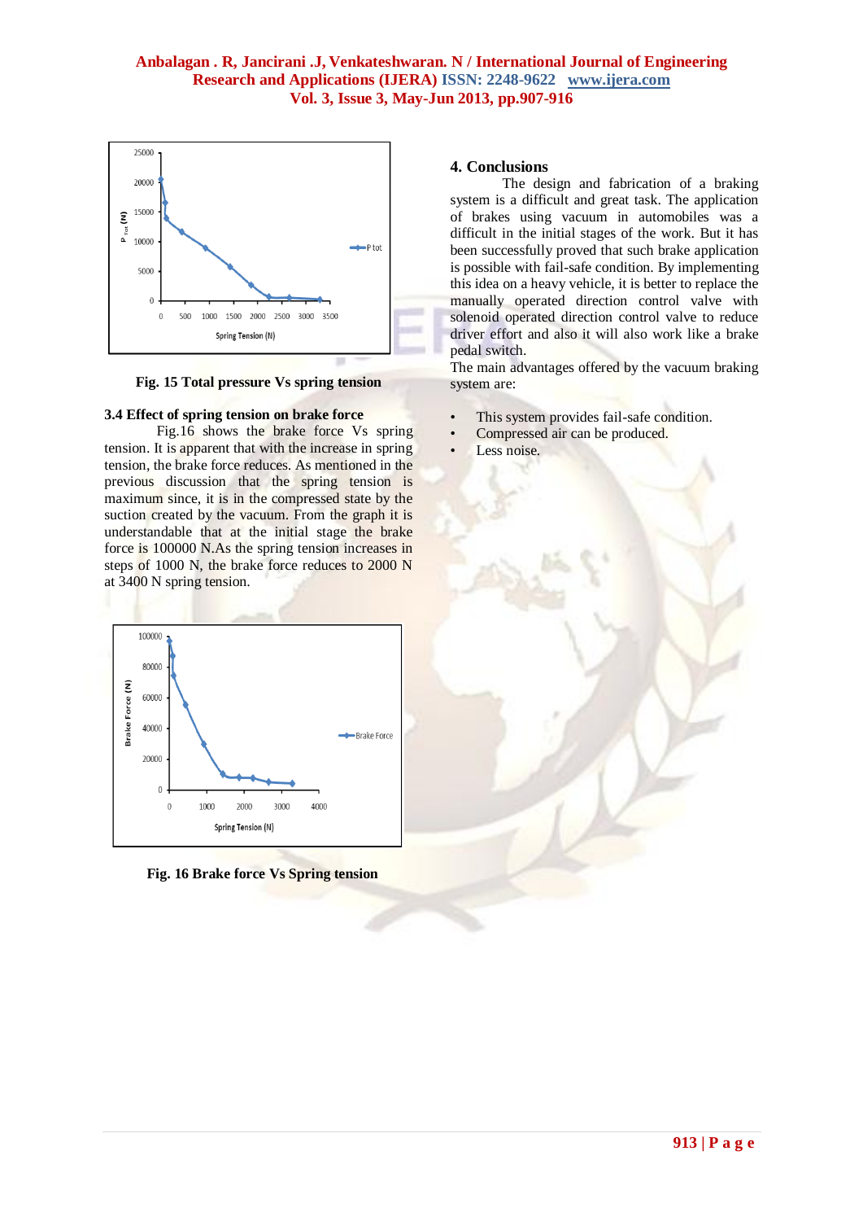Fig. 15 Total pressure Vs spring tension

### 3.4 Effect of spring tension on brake force

Fig.16 shows the brake force Vs spring tension. It is apparent that with the increase in spring tension, the brake force reduces. As mentioned in the previous discussion that the spring tension is maximum since, it is in the compressed state by the suction created by the vacuum. From the graph it is understandable that at the initial stage the brake force is 100000 N.As the spring tension increases in steps of 1000 N, the brake force reduces to 2000 N at 3400 N spring tension.

Fig. 16 Brake force Vs Spring tension

## 4. Conclusions

The design and fabrication of a braking system is a difficult and great task. The application of brakes using vacuum in automobiles was a difficult in the initial stages of the work. But it has been successfully proved that such brake application is possible with fail-safe condition. By implementing this idea on a heavy vehicle, it is better to replace the manually operated direction control valve with solenoid operated direction control valve to reduce driver effort and also it will also work like a brake pedal switch.

The main advantages offered by the vacuum braking system are:

- This system provides fail-safe condition.
- Compressed air can be produced.
- Less noise.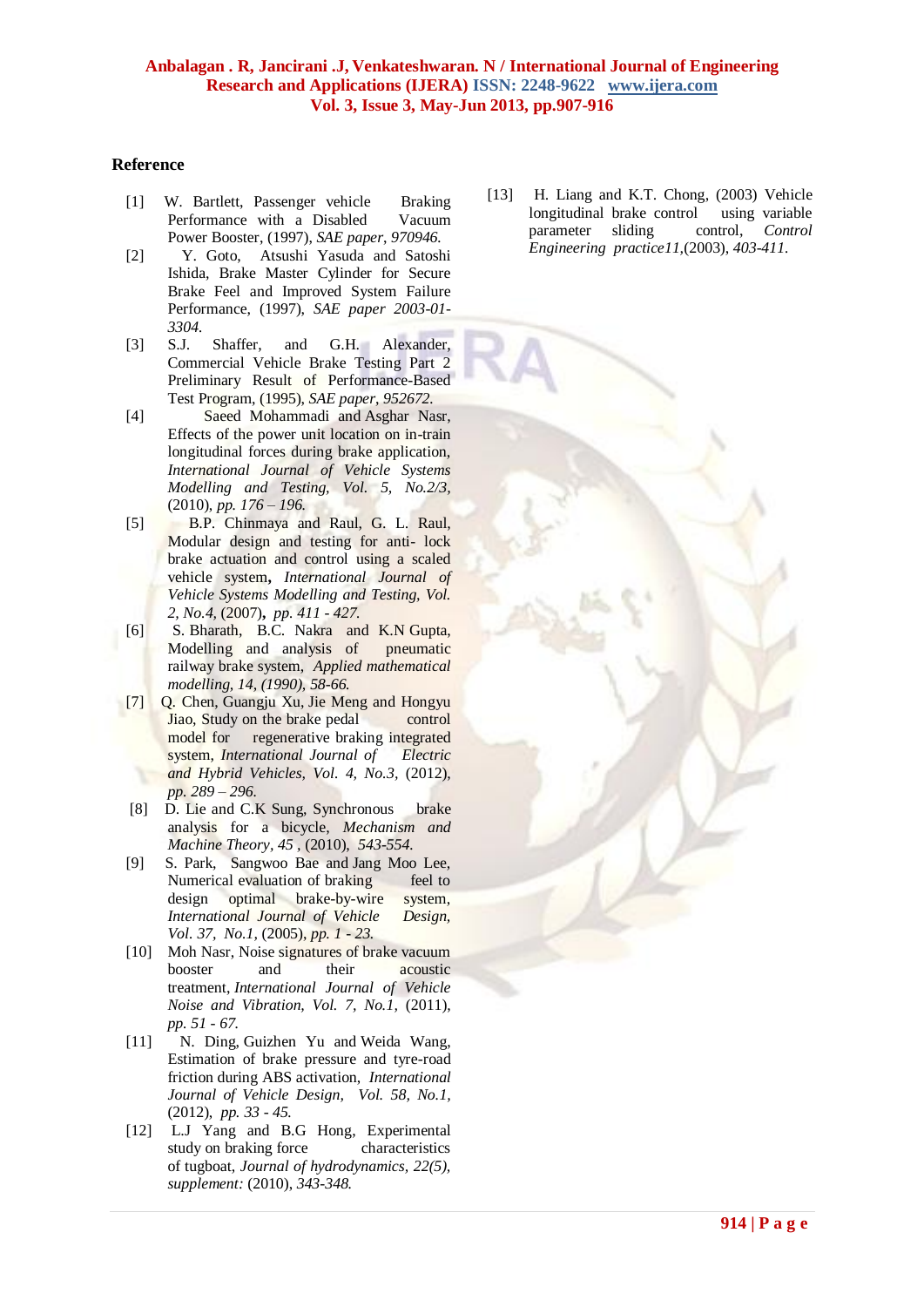## Reference

[1] W. Bartlett, Passenger vehicle Braking Performance with a Disabled Vacuum Power Booster, (1997), *SAE paper, 970946.*

[2] Y. Goto, Atsushi Yasuda and Satoshi Ishida, Brake Master Cylinder for Secure Brake Feel and Improved System Failure Performance, (1997), *SAE paper 2003-01-3304.*

[3] S.J. Shaffer, and G.H. Alexander, Commercial Vehicle Brake Testing Part 2 Preliminary Result of Performance-Based Test Program, (1995), *SAE paper, 952672.*

[4] Saeed Mohammadi and Asghar Nasr, Effects of the power unit location on in-train longitudinal forces during brake application, *International Journal of Vehicle Systems Modelling and Testing, Vol. 5, No.2/3,* (2010), *pp. 176 – 196.*

[5] B.P. Chinmaya and Raul, G. L. Raul, Modular design and testing for anti- lock brake actuation and control using a scaled vehicle system**,** *International Journal of Vehicle Systems Modelling and Testing, Vol. 2, No.4,* (2007)**,** *pp. 411 - 427.*

[6] S. Bharath, B.C. Nakra and K.N Gupta, Modelling and analysis of pneumatic railway brake system, *Applied mathematical modelling, 14, (1990), 58-66.*

[7] Q. Chen, Guangju Xu, Jie Meng and Hongyu Jiao, Study on the brake pedal control model for regenerative braking integrated system, *International Journal of Electric and Hybrid Vehicles, Vol. 4, No.3,* (2012), *pp. 289 – 296.*

[8] D. Lie and C.K Sung, Synchronous brake analysis for a bicycle, *Mechanism and Machine Theory, 45* , (2010), *543-554.*

[9] S. Park, Sangwoo Bae and Jang Moo Lee, Numerical evaluation of braking feel to design optimal brake-by-wire system, *International Journal of Vehicle Design, Vol. 37, No.1,* (2005), *pp. 1 - 23.*

[10] Moh Nasr, Noise signatures of brake vacuum booster and their acoustic treatment, *International Journal of Vehicle Noise and Vibration, Vol. 7, No.1,* (2011), *pp. 51 - 67.*

[11] N. Ding, Guizhen Yu and Weida Wang, Estimation of brake pressure and tyre-road friction during ABS activation, *International Journal of Vehicle Design, Vol. 58, No.1,* (2012), *pp. 33 - 45.*

[12] L.J Yang and B.G Hong, Experimental study on braking force characteristics of tugboat, *Journal of hydrodynamics, 22(5), supplement:* (2010), *343-348.*

[13] H. Liang and K.T. Chong, (2003) Vehicle longitudinal brake control using variable parameter sliding control, *Control Engineering practice11,*(2003), *403-411.*